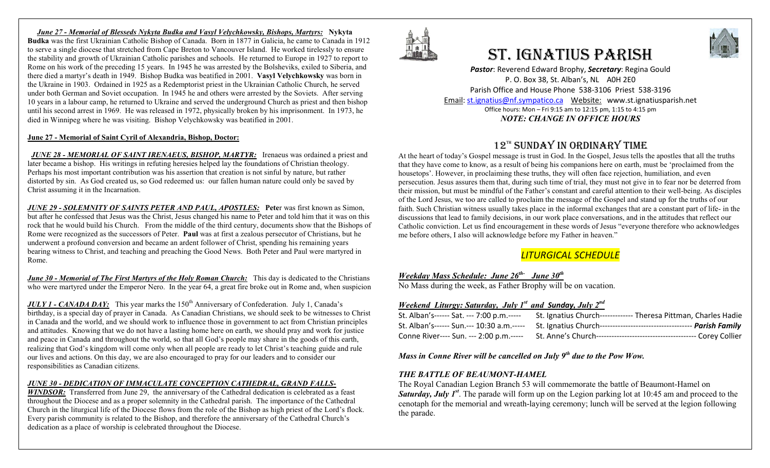***June 27 - Memorial of Blesseds Nykyta Budka and Vasyl Velychkowsky, Bishops, Martyrs:*** **Nykyta Budka** was the first Ukrainian Catholic Bishop of Canada. Born in 1877 in Galicia, he came to Canada in 1912 to serve a single diocese that stretched from Cape Breton to Vancouver Island. He worked tirelessly to ensure the stability and growth of Ukrainian Catholic parishes and schools. He returned to Europe in 1927 to report to Rome on his work of the preceding 15 years. In 1945 he was arrested by the Bolsheviks, exiled to Siberia, and there died a martyr's death in 1949. Bishop Budka was beatified in 2001. **Vasyl Velychkowsky** was born in the Ukraine in 1903. Ordained in 1925 as a Redemptorist priest in the Ukrainian Catholic Church, he served under both German and Soviet occupation. In 1945 he and others were arrested by the Soviets. After serving 10 years in a labour camp, he returned to Ukraine and served the underground Church as priest and then bishop until his second arrest in 1969. He was released in 1972, physically broken by his imprisonment. In 1973, he died in Winnipeg where he was visiting. Bishop Velychkowsky was beatified in 2001.

**June 27 - Memorial of Saint Cyril of Alexandria, Bishop, Doctor:**

***JUNE 28 - MEMORIAL OF SAINT IRENAEUS, BISHOP, MARTYR:*** Irenaeus was ordained a priest and later became a bishop. His writings in refuting heresies helped lay the foundations of Christian theology. Perhaps his most important contribution was his assertion that creation is not sinful by nature, but rather distorted by sin. As God created us, so God redeemed us: our fallen human nature could only be saved by Christ assuming it in the Incarnation.

***JUNE 29 - SOLEMNITY OF SAINTS PETER AND PAUL, APOSTLES:*** **Pete**r was first known as Simon, but after he confessed that Jesus was the Christ, Jesus changed his name to Peter and told him that it was on this rock that he would build his Church. From the middle of the third century, documents show that the Bishops of Rome were recognized as the successors of Peter. **Paul** was at first a zealous persecutor of Christians, but he underwent a profound conversion and became an ardent follower of Christ, spending his remaining years bearing witness to Christ, and teaching and preaching the Good News. Both Peter and Paul were martyred in Rome.

***June 30 - Memorial of The First Martyrs of the Holy Roman Church:*** This day is dedicated to the Christians who were martyred under the Emperor Nero. In the year 64, a great fire broke out in Rome and, when suspicion

***JULY 1 - CANADA DAY:*** This year marks the 150th Anniversary of Confederation. July 1, Canada's birthday, is a special day of prayer in Canada. As Canadian Christians, we should seek to be witnesses to Christ in Canada and the world, and we should work to influence those in government to act from Christian principles and attitudes. Knowing that we do not have a lasting home here on earth, we should pray and work for justice and peace in Canada and throughout the world, so that all God's people may share in the goods of this earth, realizing that God's kingdom will come only when all people are ready to let Christ's teaching guide and rule our lives and actions. On this day, we are also encouraged to pray for our leaders and to consider our responsibilities as Canadian citizens.

***JUNE 30 - DEDICATION OF IMMACULATE CONCEPTION CATHEDRAL, GRAND FALLS-WINDSOR:*** Transferred from June 29, the anniversary of the Cathedral dedication is celebrated as a feast throughout the Diocese and as a proper solemnity in the Cathedral parish. The importance of the Cathedral Church in the liturgical life of the Diocese flows from the role of the Bishop as high priest of the Lord's flock. Every parish community is related to the Bishop, and therefore the anniversary of the Cathedral Church's dedication as a place of worship is celebrated throughout the Diocese.

# ST. IGNATIUS PARISH

***Pastor***: Reverend Edward Brophy, ***Secretary***: Regina Gould
P. O. Box 38, St. Alban's, NL A0H 2E0
Parish Office and House Phone 538-3106 Priest 538-3196
Email: st.ignatius@nf.sympatico.ca Website: www.st.ignatiusparish.net
Office hours: Mon – Fri 9:15 am to 12:15 pm, 1:15 to 4:15 pm
***NOTE: CHANGE IN OFFICE HOURS***

## 12TH SUNDAY IN ORDINARY TIME

At the heart of today's Gospel message is trust in God. In the Gospel, Jesus tells the apostles that all the truths that they have come to know, as a result of being his companions here on earth, must be 'proclaimed from the housetops'. However, in proclaiming these truths, they will often face rejection, humiliation, and even persecution. Jesus assures them that, during such time of trial, they must not give in to fear nor be deterred from their mission, but must be mindful of the Father's constant and careful attention to their well-being. As disciples of the Lord Jesus, we too are called to proclaim the message of the Gospel and stand up for the truths of our faith. Such Christian witness usually takes place in the informal exchanges that are a constant part of life- in the discussions that lead to family decisions, in our work place conversations, and in the attitudes that reflect our Catholic conviction. Let us find encouragement in these words of Jesus "everyone therefore who acknowledges me before others, I also will acknowledge before my Father in heaven."

## *LITURGICAL SCHEDULE*

***Weekday Mass Schedule: June 26th- June 30th***
No Mass during the week, as Father Brophy will be on vacation.

***Weekend Liturgy: Saturday, July 1st and Sunday, July 2nd***

| | |
|---|---|
| St. Alban's------ Sat. --- 7:00 p.m.----- | St. Ignatius Church------------- Theresa Pittman, Charles Hadie |
| St. Alban's------ Sun.--- 10:30 a.m.----- | St. Ignatius Church------------------------------------ ***Parish Family*** |
| Conne River---- Sun. --- 2:00 p.m.----- | St. Anne's Church--------------------------------------- Corey Collier |

***Mass in Conne River will be cancelled on July 9th due to the Pow Wow.***

### *THE BATTLE OF BEAUMONT-HAMEL*

The Royal Canadian Legion Branch 53 will commemorate the battle of Beaumont-Hamel on ***Saturday, July 1st***. The parade will form up on the Legion parking lot at 10:45 am and proceed to the cenotaph for the memorial and wreath-laying ceremony; lunch will be served at the legion following the parade.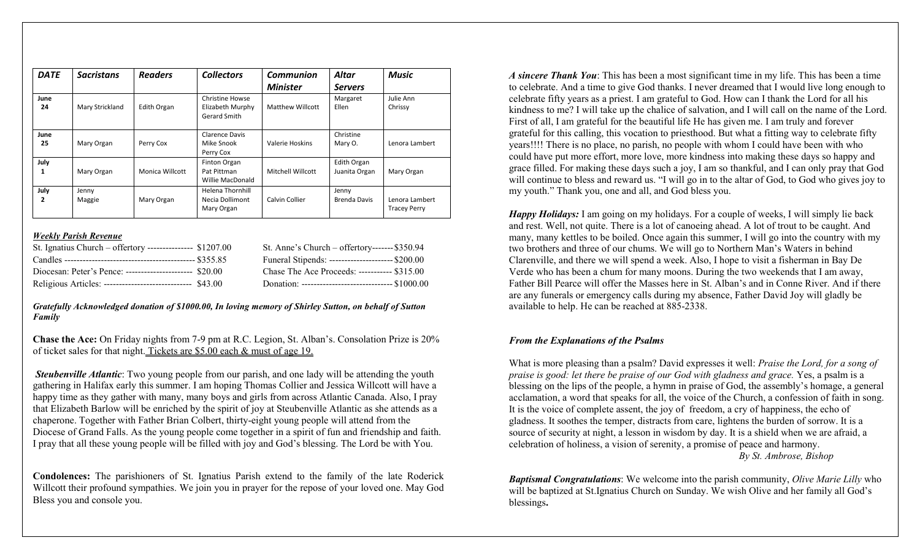| *DATE* | *Sacristans* | *Readers* | *Collectors* | *Communion Minister* | *Altar Servers* | *Music* |
|---|---|---|---|---|---|---|
| June 24 | Mary Strickland | Edith Organ | Christine Howse Elizabeth Murphy Gerard Smith | Matthew Willcott | Margaret Ellen | Julie Ann Chrissy |
| June 25 | Mary Organ | Perry Cox | Clarence Davis Mike Snook Perry Cox | Valerie Hoskins | Christine Mary O. | Lenora Lambert |
| July 1 | Mary Organ | Monica Willcott | Finton Organ Pat Pittman Willie MacDonald | Mitchell Willcott | Edith Organ Juanita Organ | Mary Organ |
| July 2 | Jenny Maggie | Mary Organ | Helena Thornhill Necia Dollimont Mary Organ | Calvin Collier | Jenny Brenda Davis | Lenora Lambert Tracey Perry |

***Weekly Parish Revenue***

| | | | |
|---|---|---|---|
| St. Ignatius Church – offertory | $1207.00 | St. Anne's Church – offertory | $350.94 |
| Candles | $355.85 | Funeral Stipends: | $200.00 |
| Diocesan: Peter's Pence: | $20.00 | Chase The Ace Proceeds: | $315.00 |
| Religious Articles: | $43.00 | Donation: | $1000.00 |

***Gratefully Acknowledged donation of $1000.00, In loving memory of Shirley Sutton, on behalf of Sutton Family***

**Chase the Ace:** On Friday nights from 7-9 pm at R.C. Legion, St. Alban's. Consolation Prize is 20% of ticket sales for that night. Tickets are $5.00 each & must of age 19.

***Steubenville Atlantic***: Two young people from our parish, and one lady will be attending the youth gathering in Halifax early this summer. I am hoping Thomas Collier and Jessica Willcott will have a happy time as they gather with many, many boys and girls from across Atlantic Canada. Also, I pray that Elizabeth Barlow will be enriched by the spirit of joy at Steubenville Atlantic as she attends as a chaperone. Together with Father Brian Colbert, thirty-eight young people will attend from the Diocese of Grand Falls. As the young people come together in a spirit of fun and friendship and faith. I pray that all these young people will be filled with joy and God's blessing. The Lord be with You.

**Condolences:** The parishioners of St. Ignatius Parish extend to the family of the late Roderick Willcott their profound sympathies. We join you in prayer for the repose of your loved one. May God Bless you and console you.

***A sincere Thank You***: This has been a most significant time in my life. This has been a time to celebrate. And a time to give God thanks. I never dreamed that I would live long enough to celebrate fifty years as a priest. I am grateful to God. How can I thank the Lord for all his kindness to me? I will take up the chalice of salvation, and I will call on the name of the Lord. First of all, I am grateful for the beautiful life He has given me. I am truly and forever grateful for this calling, this vocation to priesthood. But what a fitting way to celebrate fifty years!!!! There is no place, no parish, no people with whom I could have been with who could have put more effort, more love, more kindness into making these days so happy and grace filled. For making these days such a joy, I am so thankful, and I can only pray that God will continue to bless and reward us. "I will go in to the altar of God, to God who gives joy to my youth." Thank you, one and all, and God bless you.

***Happy Holidays:*** I am going on my holidays. For a couple of weeks, I will simply lie back and rest. Well, not quite. There is a lot of canoeing ahead. A lot of trout to be caught. And many, many kettles to be boiled. Once again this summer, I will go into the country with my two brothers and three of our chums. We will go to Northern Man's Waters in behind Clarenville, and there we will spend a week. Also, I hope to visit a fisherman in Bay De Verde who has been a chum for many moons. During the two weekends that I am away, Father Bill Pearce will offer the Masses here in St. Alban's and in Conne River. And if there are any funerals or emergency calls during my absence, Father David Joy will gladly be available to help. He can be reached at 885-2338.

***From the Explanations of the Psalms***

What is more pleasing than a psalm? David expresses it well: *Praise the Lord, for a song of praise is good: let there be praise of our God with gladness and grace.* Yes, a psalm is a blessing on the lips of the people, a hymn in praise of God, the assembly's homage, a general acclamation, a word that speaks for all, the voice of the Church, a confession of faith in song. It is the voice of complete assent, the joy of freedom, a cry of happiness, the echo of gladness. It soothes the temper, distracts from care, lightens the burden of sorrow. It is a source of security at night, a lesson in wisdom by day. It is a shield when we are afraid, a celebration of holiness, a vision of serenity, a promise of peace and harmony.

*By St. Ambrose, Bishop*

***Baptismal Congratulations***: We welcome into the parish community, *Olive Marie Lilly* who will be baptized at St.Ignatius Church on Sunday. We wish Olive and her family all God's blessings**.**